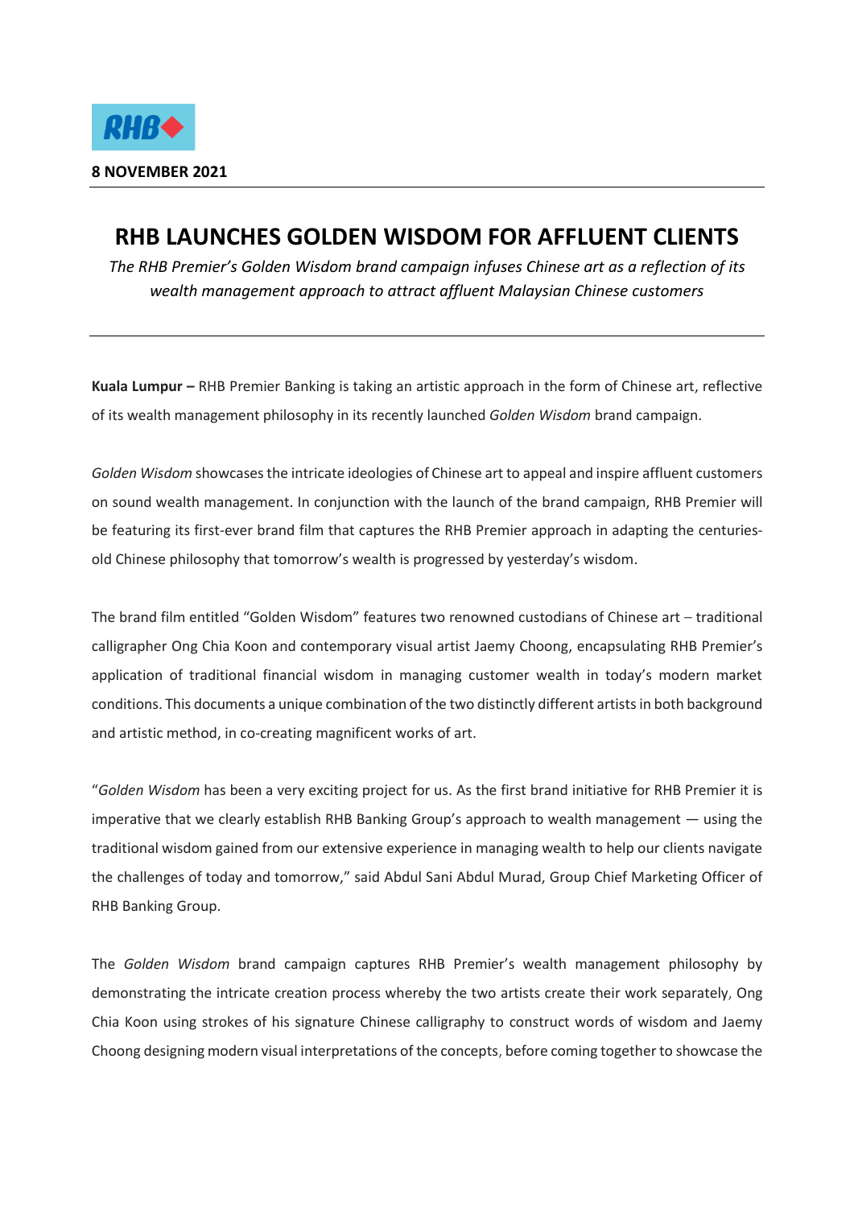**8 NOVEMBER 2021**

# RHB LAUNCHES GOLDEN WISDOM FOR AFFLUENT CLIENTS

*The RHB Premier's Golden Wisdom brand campaign infuses Chinese art as a reflection of its wealth management approach to attract affluent Malaysian Chinese customers*

**Kuala Lumpur –** RHB Premier Banking is taking an artistic approach in the form of Chinese art, reflective of its wealth management philosophy in its recently launched *Golden Wisdom* brand campaign.

*Golden Wisdom* showcases the intricate ideologies of Chinese art to appeal and inspire affluent customers on sound wealth management. In conjunction with the launch of the brand campaign, RHB Premier will be featuring its first-ever brand film that captures the RHB Premier approach in adapting the centuries-old Chinese philosophy that tomorrow's wealth is progressed by yesterday's wisdom.

The brand film entitled "Golden Wisdom" features two renowned custodians of Chinese art – traditional calligrapher Ong Chia Koon and contemporary visual artist Jaemy Choong, encapsulating RHB Premier's application of traditional financial wisdom in managing customer wealth in today's modern market conditions. This documents a unique combination of the two distinctly different artists in both background and artistic method, in co-creating magnificent works of art.

"*Golden Wisdom* has been a very exciting project for us. As the first brand initiative for RHB Premier it is imperative that we clearly establish RHB Banking Group's approach to wealth management — using the traditional wisdom gained from our extensive experience in managing wealth to help our clients navigate the challenges of today and tomorrow," said Abdul Sani Abdul Murad, Group Chief Marketing Officer of RHB Banking Group.

The *Golden Wisdom* brand campaign captures RHB Premier's wealth management philosophy by demonstrating the intricate creation process whereby the two artists create their work separately, Ong Chia Koon using strokes of his signature Chinese calligraphy to construct words of wisdom and Jaemy Choong designing modern visual interpretations of the concepts, before coming together to showcase the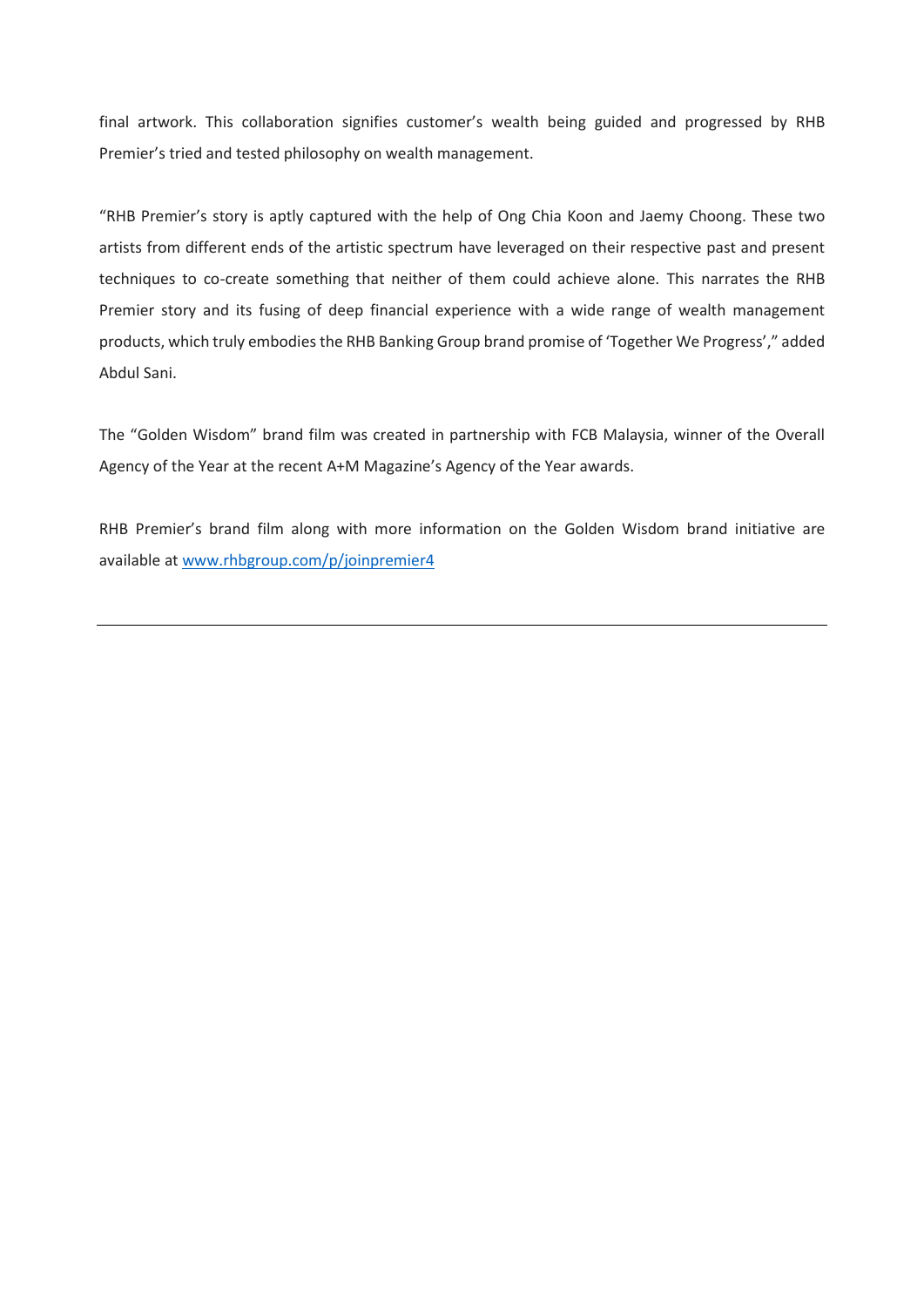final artwork. This collaboration signifies customer's wealth being guided and progressed by RHB Premier's tried and tested philosophy on wealth management.

"RHB Premier's story is aptly captured with the help of Ong Chia Koon and Jaemy Choong. These two artists from different ends of the artistic spectrum have leveraged on their respective past and present techniques to co-create something that neither of them could achieve alone. This narrates the RHB Premier story and its fusing of deep financial experience with a wide range of wealth management products, which truly embodies the RHB Banking Group brand promise of 'Together We Progress'," added Abdul Sani.

The "Golden Wisdom" brand film was created in partnership with FCB Malaysia, winner of the Overall Agency of the Year at the recent A+M Magazine's Agency of the Year awards.

RHB Premier's brand film along with more information on the Golden Wisdom brand initiative are available at [www.rhbgroup.com/p/joinpremier4](http://www.rhbgroup.com/p/joinpremier4)

---